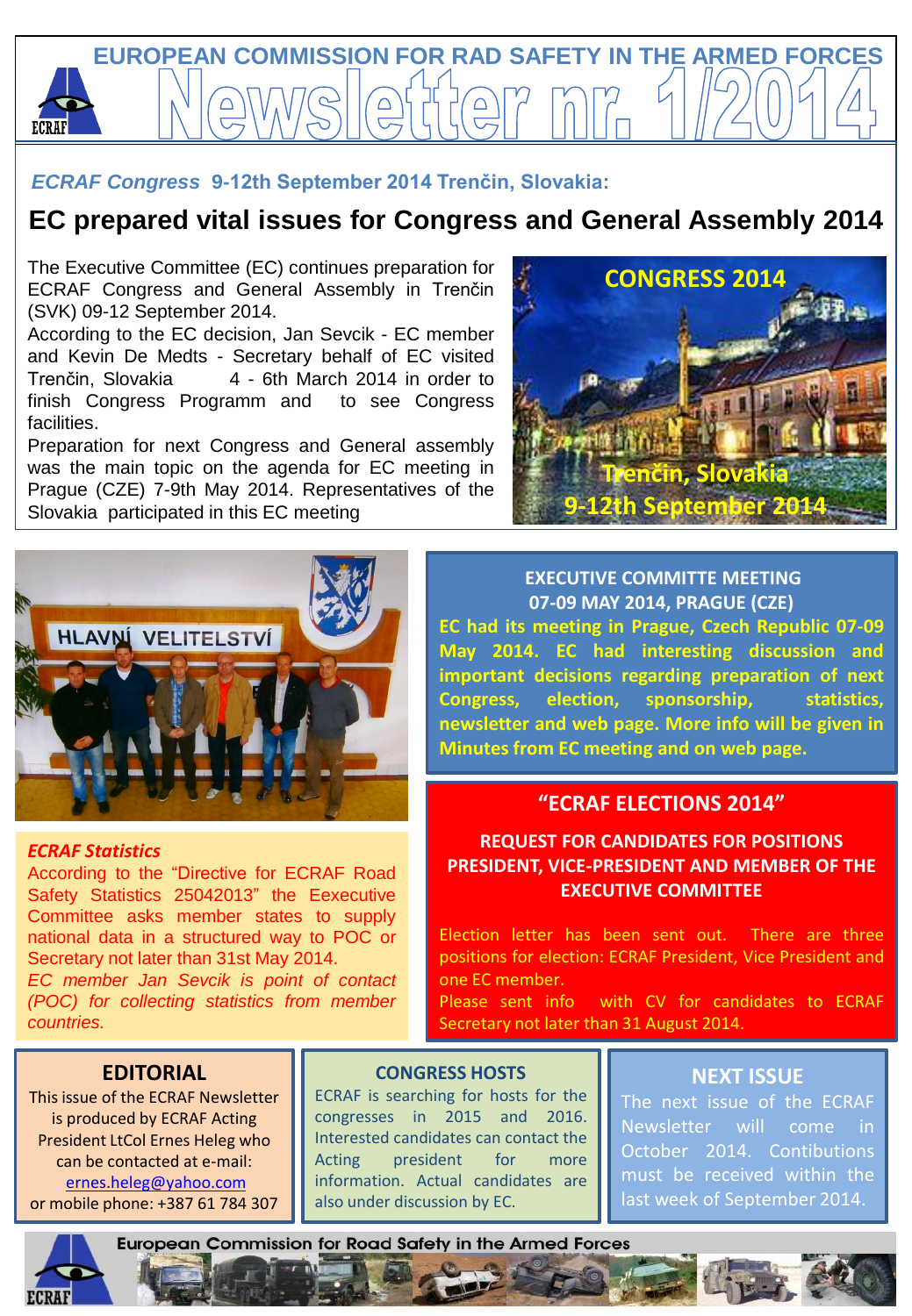# EUROPEAN COMMISSION FOR RAD SAFETY IN THE ARMED FORCES

# Newsletter nr. 1/2014

***ECRAF Congress*** **9-12th September 2014 Trenčin, Slovakia:**

## EC prepared vital issues for Congress and General Assembly 2014

The Executive Committee (EC) continues preparation for ECRAF Congress and General Assembly in Trenčin (SVK) 09-12 September 2014.

According to the EC decision, Jan Sevcik - EC member and Kevin De Medts - Secretary behalf of EC visited Trenčin, Slovakia 4 - 6th March 2014 in order to finish Congress Programm and to see Congress facilities.

Preparation for next Congress and General assembly was the main topic on the agenda for EC meeting in Prague (CZE) 7-9th May 2014. Representatives of the Slovakia participated in this EC meeting

CONGRESS 2014

Trenčin, Slovakia

9-12th September 2014

### EXECUTIVE COMMITTE MEETING 07-09 MAY 2014, PRAGUE (CZE)

**EC had its meeting in Prague, Czech Republic 07-09 May 2014. EC had interesting discussion and important decisions regarding preparation of next Congress, election, sponsorship, statistics, newsletter and web page. More info will be given in Minutes from EC meeting and on web page.**

### *ECRAF Statistics*

According to the "Directive for ECRAF Road Safety Statistics 25042013" the Eexecutive Committee asks member states to supply national data in a structured way to POC or Secretary not later than 31st May 2014.

*EC member Jan Sevcik is point of contact (POC) for collecting statistics from member countries.*

### "ECRAF ELECTIONS 2014"

**REQUEST FOR CANDIDATES FOR POSITIONS PRESIDENT, VICE-PRESIDENT AND MEMBER OF THE EXECUTIVE COMMITTEE**

Election letter has been sent out. There are three positions for election: ECRAF President, Vice President and one EC member.

Please sent info with CV for candidates to ECRAF Secretary not later than 31 August 2014.

### EDITORIAL

This issue of the ECRAF Newsletter is produced by ECRAF Acting President LtCol Ernes Heleg who can be contacted at e-mail: ernes.heleg@yahoo.com or mobile phone: +387 61 784 307

### CONGRESS HOSTS

ECRAF is searching for hosts for the congresses in 2015 and 2016. Interested candidates can contact the Acting president for more information. Actual candidates are also under discussion by EC.

### NEXT ISSUE

The next issue of the ECRAF Newsletter will come in October 2014. Contibutions must be received within the last week of September 2014.

European Commission for Road Safety in the Armed Forces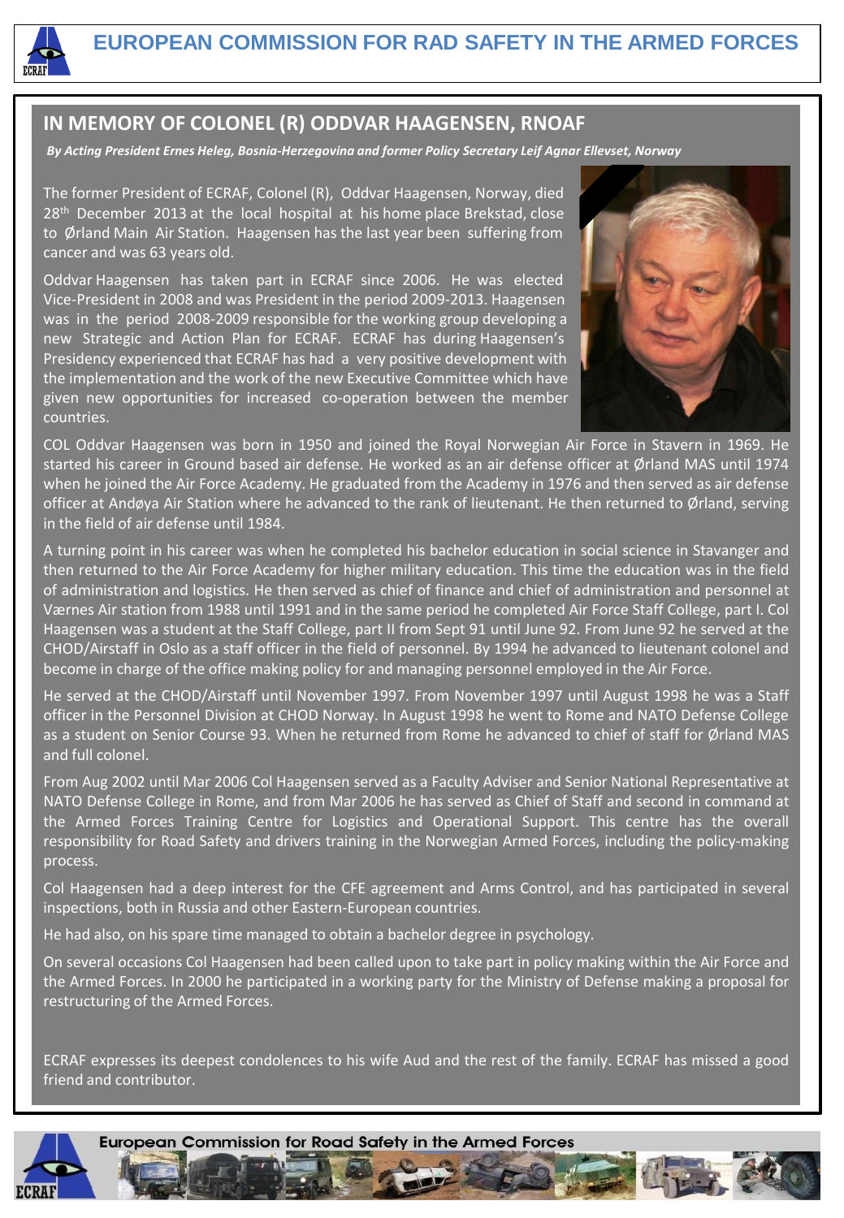## IN MEMORY OF COLONEL (R) ODDVAR HAAGENSEN, RNOAF

***By Acting President Ernes Heleg, Bosnia-Herzegovina and former Policy Secretary Leif Agnar Ellevset, Norway***

The former President of ECRAF, Colonel (R), Oddvar Haagensen, Norway, died 28[th] December 2013 at the local hospital at his home place Brekstad, close to Ørland Main Air Station. Haagensen has the last year been suffering from cancer and was 63 years old.

Oddvar Haagensen has taken part in ECRAF since 2006. He was elected Vice-President in 2008 and was President in the period 2009-2013. Haagensen was in the period 2008-2009 responsible for the working group developing a new Strategic and Action Plan for ECRAF. ECRAF has during Haagensen's Presidency experienced that ECRAF has had a very positive development with the implementation and the work of the new Executive Committee which have given new opportunities for increased co-operation between the member countries.

COL Oddvar Haagensen was born in 1950 and joined the Royal Norwegian Air Force in Stavern in 1969. He started his career in Ground based air defense. He worked as an air defense officer at Ørland MAS until 1974 when he joined the Air Force Academy. He graduated from the Academy in 1976 and then served as air defense officer at Andøya Air Station where he advanced to the rank of lieutenant. He then returned to Ørland, serving in the field of air defense until 1984.

A turning point in his career was when he completed his bachelor education in social science in Stavanger and then returned to the Air Force Academy for higher military education. This time the education was in the field of administration and logistics. He then served as chief of finance and chief of administration and personnel at Værnes Air station from 1988 until 1991 and in the same period he completed Air Force Staff College, part I. Col Haagensen was a student at the Staff College, part II from Sept 91 until June 92. From June 92 he served at the CHOD/Airstaff in Oslo as a staff officer in the field of personnel. By 1994 he advanced to lieutenant colonel and become in charge of the office making policy for and managing personnel employed in the Air Force.

He served at the CHOD/Airstaff until November 1997. From November 1997 until August 1998 he was a Staff officer in the Personnel Division at CHOD Norway. In August 1998 he went to Rome and NATO Defense College as a student on Senior Course 93. When he returned from Rome he advanced to chief of staff for Ørland MAS and full colonel.

From Aug 2002 until Mar 2006 Col Haagensen served as a Faculty Adviser and Senior National Representative at NATO Defense College in Rome, and from Mar 2006 he has served as Chief of Staff and second in command at the Armed Forces Training Centre for Logistics and Operational Support. This centre has the overall responsibility for Road Safety and drivers training in the Norwegian Armed Forces, including the policy-making process.

Col Haagensen had a deep interest for the CFE agreement and Arms Control, and has participated in several inspections, both in Russia and other Eastern-European countries.

He had also, on his spare time managed to obtain a bachelor degree in psychology.

On several occasions Col Haagensen had been called upon to take part in policy making within the Air Force and the Armed Forces. In 2000 he participated in a working party for the Ministry of Defense making a proposal for restructuring of the Armed Forces.

ECRAF expresses its deepest condolences to his wife Aud and the rest of the family. ECRAF has missed a good friend and contributor.